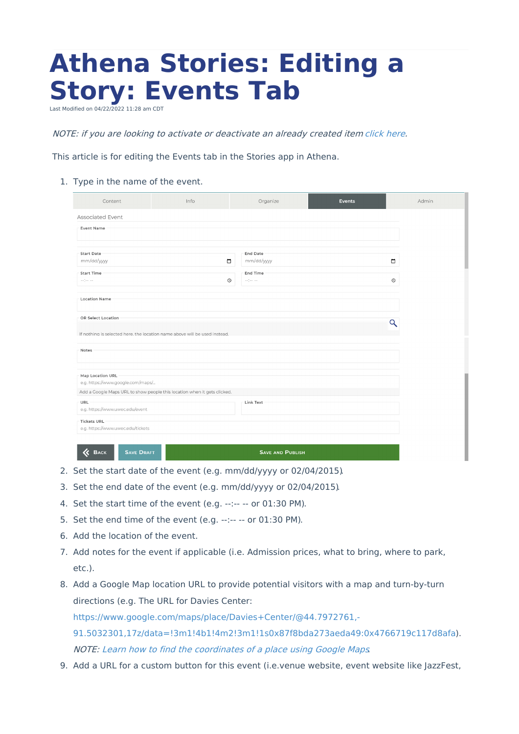# Athena Stories: Editing a Story: Events Tab

Last Modified on 04/22/2022 11:28 am CDT

*NOTE: if you are looking to activate or deactivate an already created item [click here](#).*

This article is for editing the Events tab in the Stories app in Athena.

1. Type in the name of the event.
2. Set the start date of the event (e.g. mm/dd/yyyy or 02/04/2015).
3. Set the end date of the event (e.g. mm/dd/yyyy or 02/04/2015).
4. Set the start time of the event (e.g. --:-- -- or 01:30 PM).
5. Set the end time of the event (e.g. --:-- -- or 01:30 PM).
6. Add the location of the event.
7. Add notes for the event if applicable (i.e. Admission prices, what to bring, where to park, etc.).
8. Add a Google Map location URL to provide potential visitors with a map and turn-by-turn directions (e.g. The URL for Davies Center: https://www.google.com/maps/place/Davies+Center/@44.7972761,-91.5032301,17z/data=!3m1!4b1!4m2!3m1!1s0x87f8bda273aeda49:0x4766719c117d8afa).
   *NOTE: [Learn how to find the coordinates of a place using Google Maps](#).*
9. Add a URL for a custom button for this event (i.e.venue website, event website like JazzFest,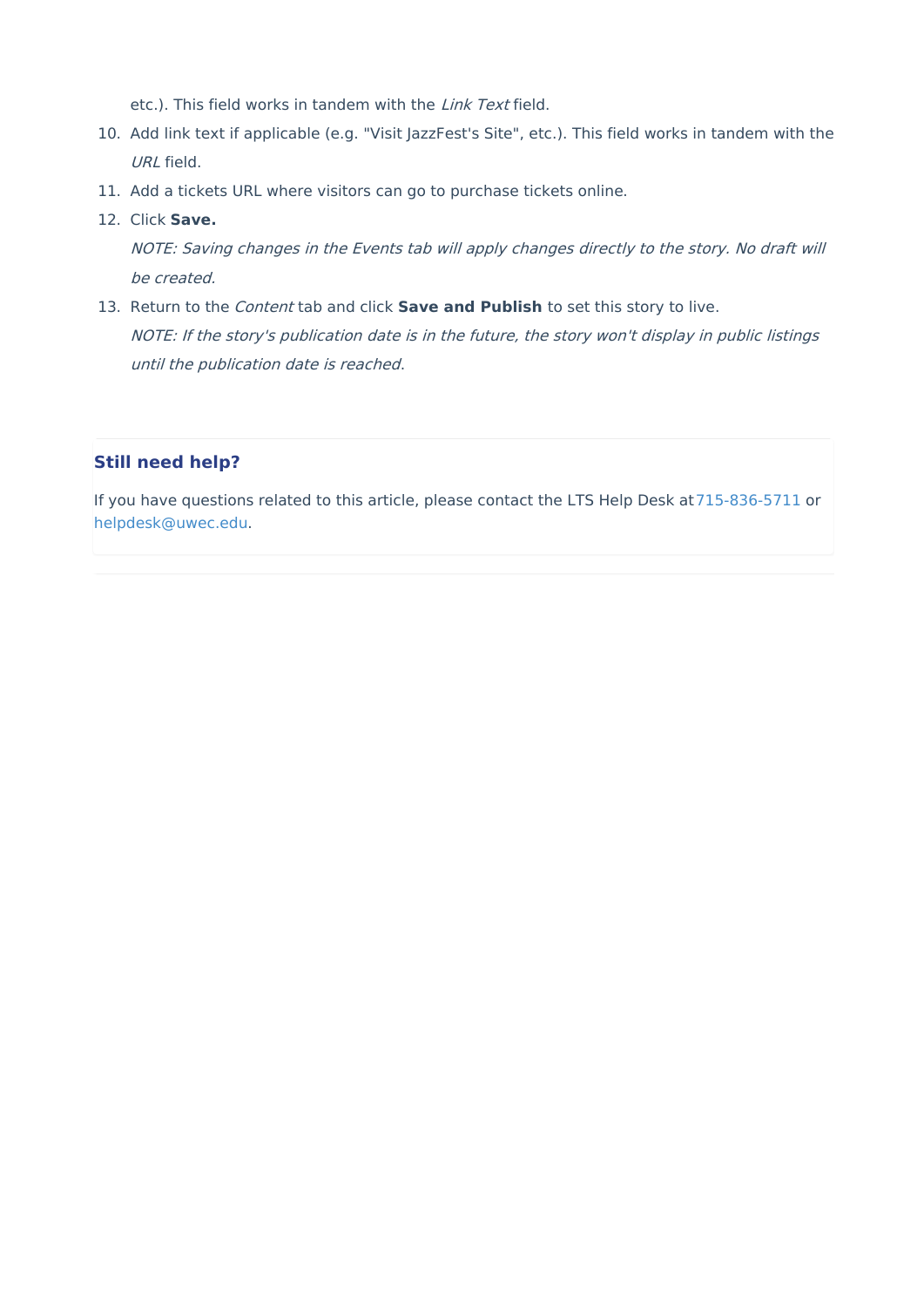etc.). This field works in tandem with the *Link Text* field.

10. Add link text if applicable (e.g. "Visit JazzFest's Site", etc.). This field works in tandem with the *URL* field.
11. Add a tickets URL where visitors can go to purchase tickets online.
12. Click **Save.**
    *NOTE: Saving changes in the Events tab will apply changes directly to the story. No draft will be created.*
13. Return to the *Content* tab and click **Save and Publish** to set this story to live.
    *NOTE: If the story's publication date is in the future, the story won't display in public listings until the publication date is reached.*

### Still need help?

If you have questions related to this article, please contact the LTS Help Desk at 715-836-5711 or helpdesk@uwec.edu.